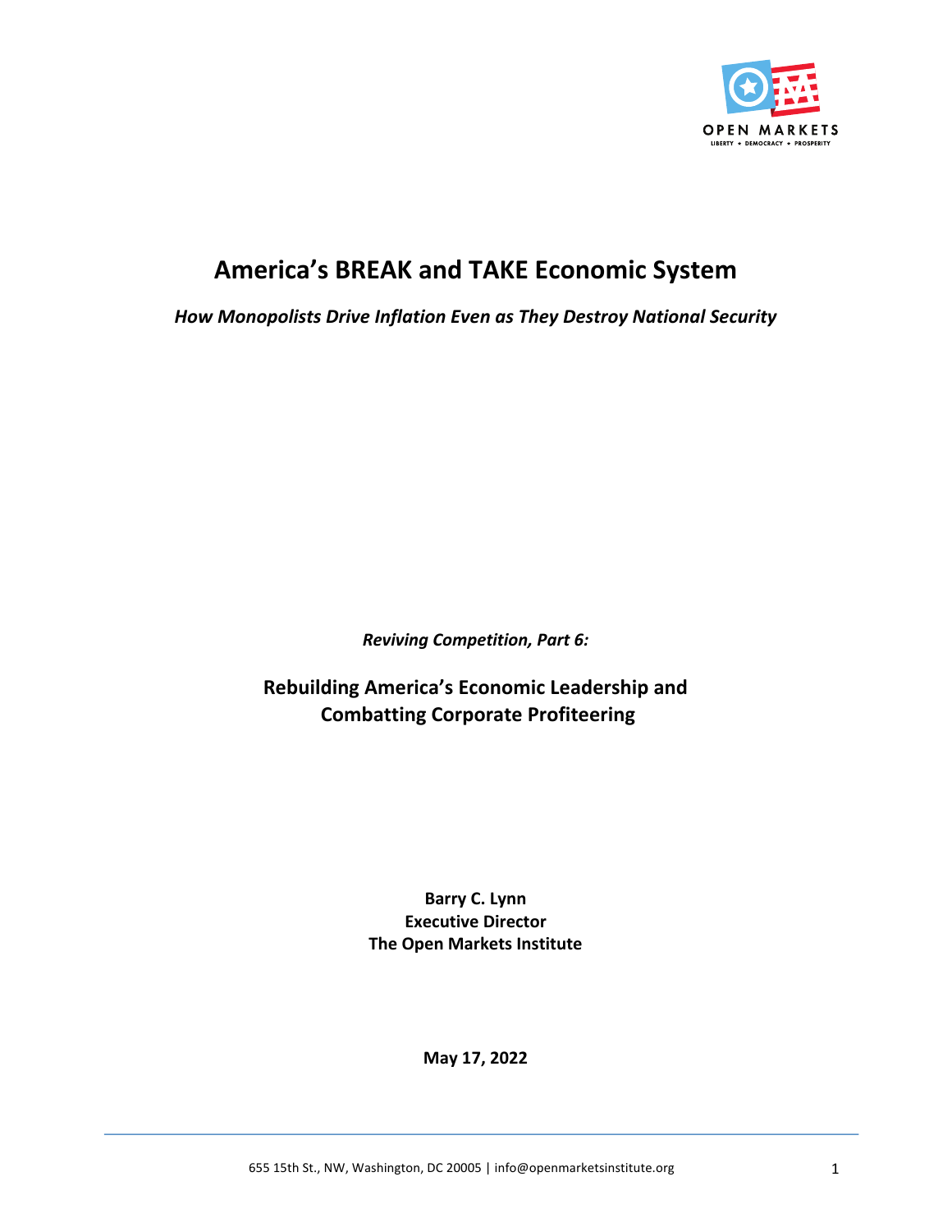# America's BREAK and TAKE Economic System

***How Monopolists Drive Inflation Even as They Destroy National Security***

***Reviving Competition, Part 6:***

**Rebuilding America's Economic Leadership and Combatting Corporate Profiteering**

**Barry C. Lynn**
**Executive Director**
**The Open Markets Institute**

**May 17, 2022**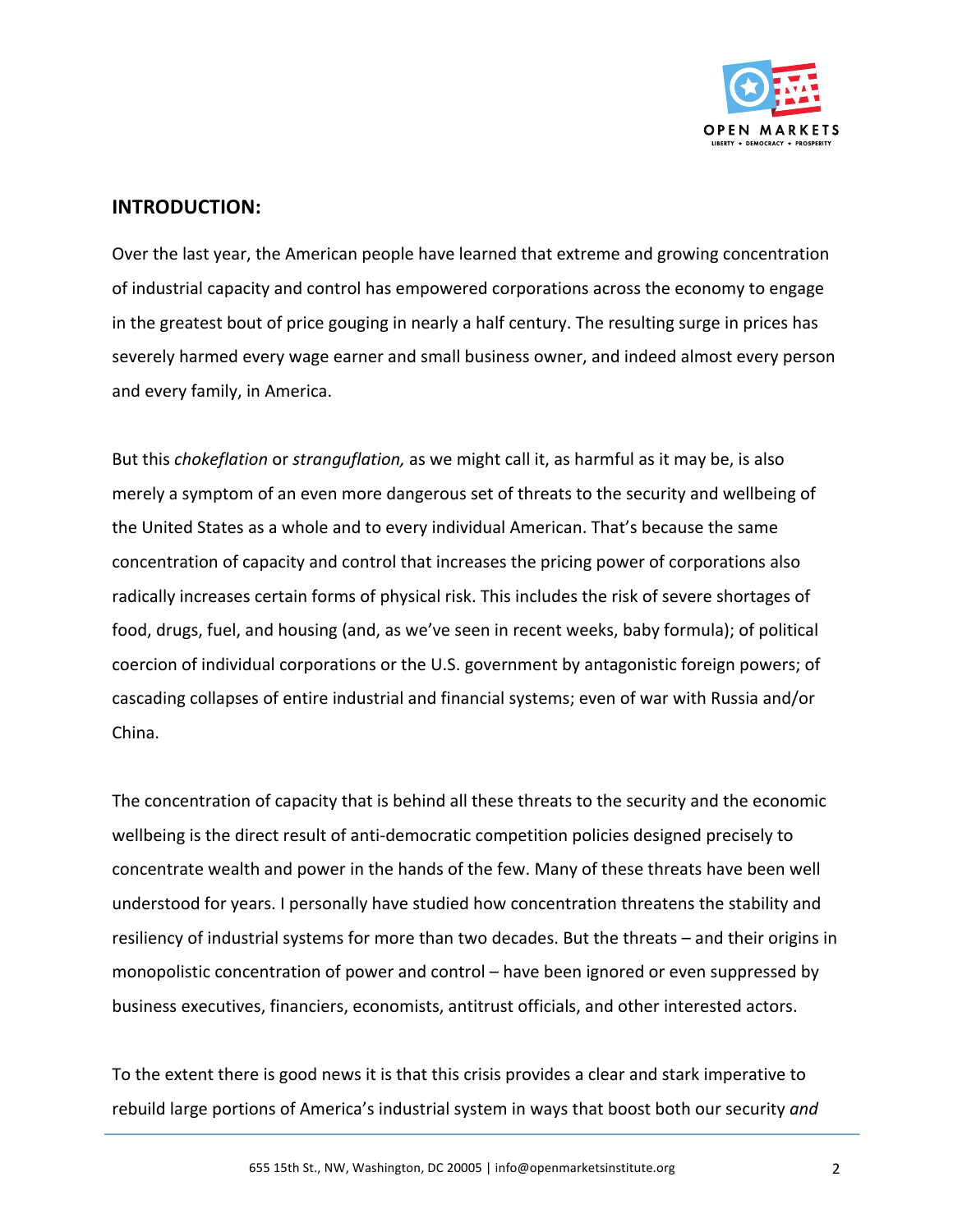## INTRODUCTION:

Over the last year, the American people have learned that extreme and growing concentration of industrial capacity and control has empowered corporations across the economy to engage in the greatest bout of price gouging in nearly a half century. The resulting surge in prices has severely harmed every wage earner and small business owner, and indeed almost every person and every family, in America.

But this *chokeflation* or *stranguflation,* as we might call it, as harmful as it may be, is also merely a symptom of an even more dangerous set of threats to the security and wellbeing of the United States as a whole and to every individual American. That's because the same concentration of capacity and control that increases the pricing power of corporations also radically increases certain forms of physical risk. This includes the risk of severe shortages of food, drugs, fuel, and housing (and, as we've seen in recent weeks, baby formula); of political coercion of individual corporations or the U.S. government by antagonistic foreign powers; of cascading collapses of entire industrial and financial systems; even of war with Russia and/or China.

The concentration of capacity that is behind all these threats to the security and the economic wellbeing is the direct result of anti-democratic competition policies designed precisely to concentrate wealth and power in the hands of the few. Many of these threats have been well understood for years. I personally have studied how concentration threatens the stability and resiliency of industrial systems for more than two decades. But the threats – and their origins in monopolistic concentration of power and control – have been ignored or even suppressed by business executives, financiers, economists, antitrust officials, and other interested actors.

To the extent there is good news it is that this crisis provides a clear and stark imperative to rebuild large portions of America's industrial system in ways that boost both our security *and*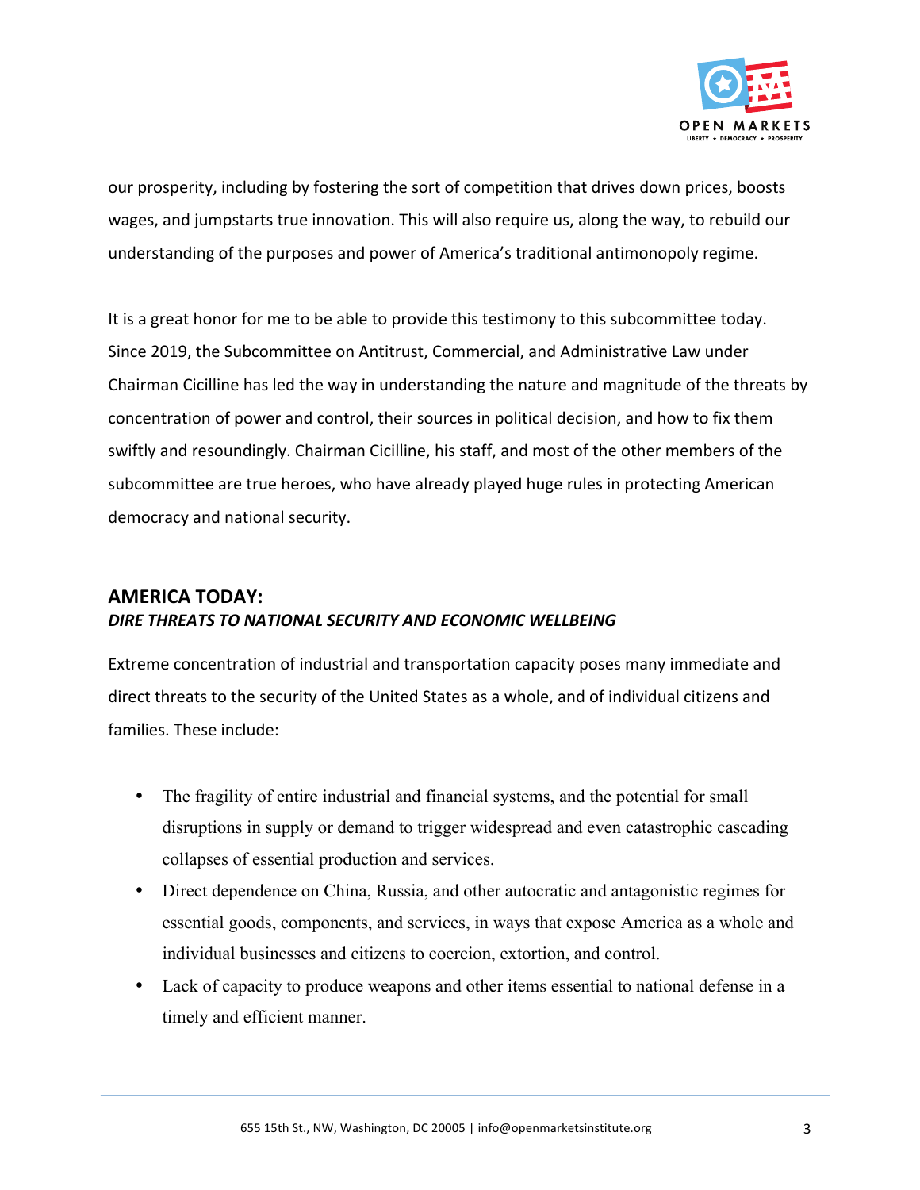our prosperity, including by fostering the sort of competition that drives down prices, boosts wages, and jumpstarts true innovation. This will also require us, along the way, to rebuild our understanding of the purposes and power of America's traditional antimonopoly regime.

It is a great honor for me to be able to provide this testimony to this subcommittee today. Since 2019, the Subcommittee on Antitrust, Commercial, and Administrative Law under Chairman Cicilline has led the way in understanding the nature and magnitude of the threats by concentration of power and control, their sources in political decision, and how to fix them swiftly and resoundingly. Chairman Cicilline, his staff, and most of the other members of the subcommittee are true heroes, who have already played huge rules in protecting American democracy and national security.

## AMERICA TODAY:
### *DIRE THREATS TO NATIONAL SECURITY AND ECONOMIC WELLBEING*

Extreme concentration of industrial and transportation capacity poses many immediate and direct threats to the security of the United States as a whole, and of individual citizens and families. These include:

- The fragility of entire industrial and financial systems, and the potential for small disruptions in supply or demand to trigger widespread and even catastrophic cascading collapses of essential production and services.
- Direct dependence on China, Russia, and other autocratic and antagonistic regimes for essential goods, components, and services, in ways that expose America as a whole and individual businesses and citizens to coercion, extortion, and control.
- Lack of capacity to produce weapons and other items essential to national defense in a timely and efficient manner.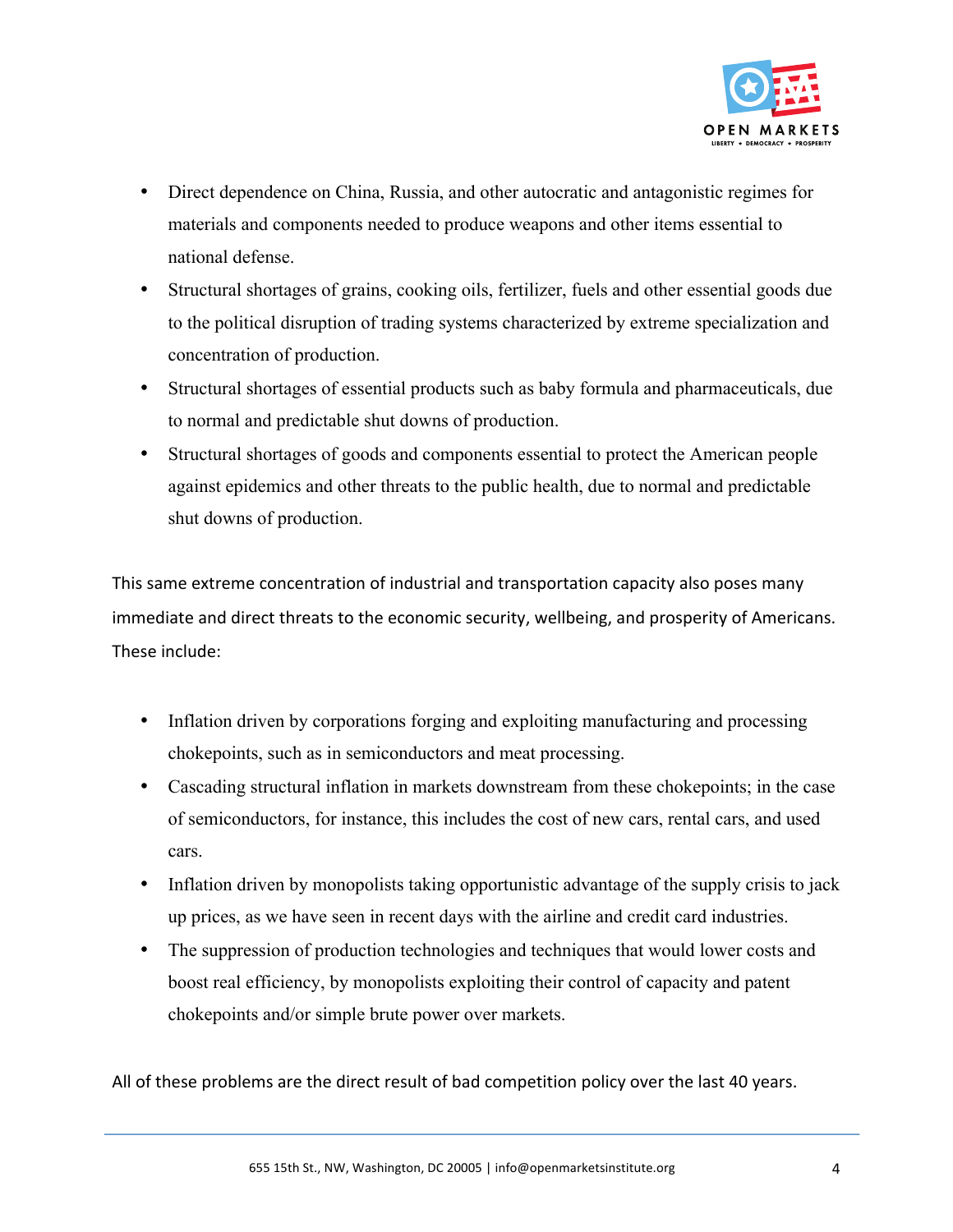- Direct dependence on China, Russia, and other autocratic and antagonistic regimes for materials and components needed to produce weapons and other items essential to national defense.
- Structural shortages of grains, cooking oils, fertilizer, fuels and other essential goods due to the political disruption of trading systems characterized by extreme specialization and concentration of production.
- Structural shortages of essential products such as baby formula and pharmaceuticals, due to normal and predictable shut downs of production.
- Structural shortages of goods and components essential to protect the American people against epidemics and other threats to the public health, due to normal and predictable shut downs of production.

This same extreme concentration of industrial and transportation capacity also poses many immediate and direct threats to the economic security, wellbeing, and prosperity of Americans. These include:

- Inflation driven by corporations forging and exploiting manufacturing and processing chokepoints, such as in semiconductors and meat processing.
- Cascading structural inflation in markets downstream from these chokepoints; in the case of semiconductors, for instance, this includes the cost of new cars, rental cars, and used cars.
- Inflation driven by monopolists taking opportunistic advantage of the supply crisis to jack up prices, as we have seen in recent days with the airline and credit card industries.
- The suppression of production technologies and techniques that would lower costs and boost real efficiency, by monopolists exploiting their control of capacity and patent chokepoints and/or simple brute power over markets.

All of these problems are the direct result of bad competition policy over the last 40 years.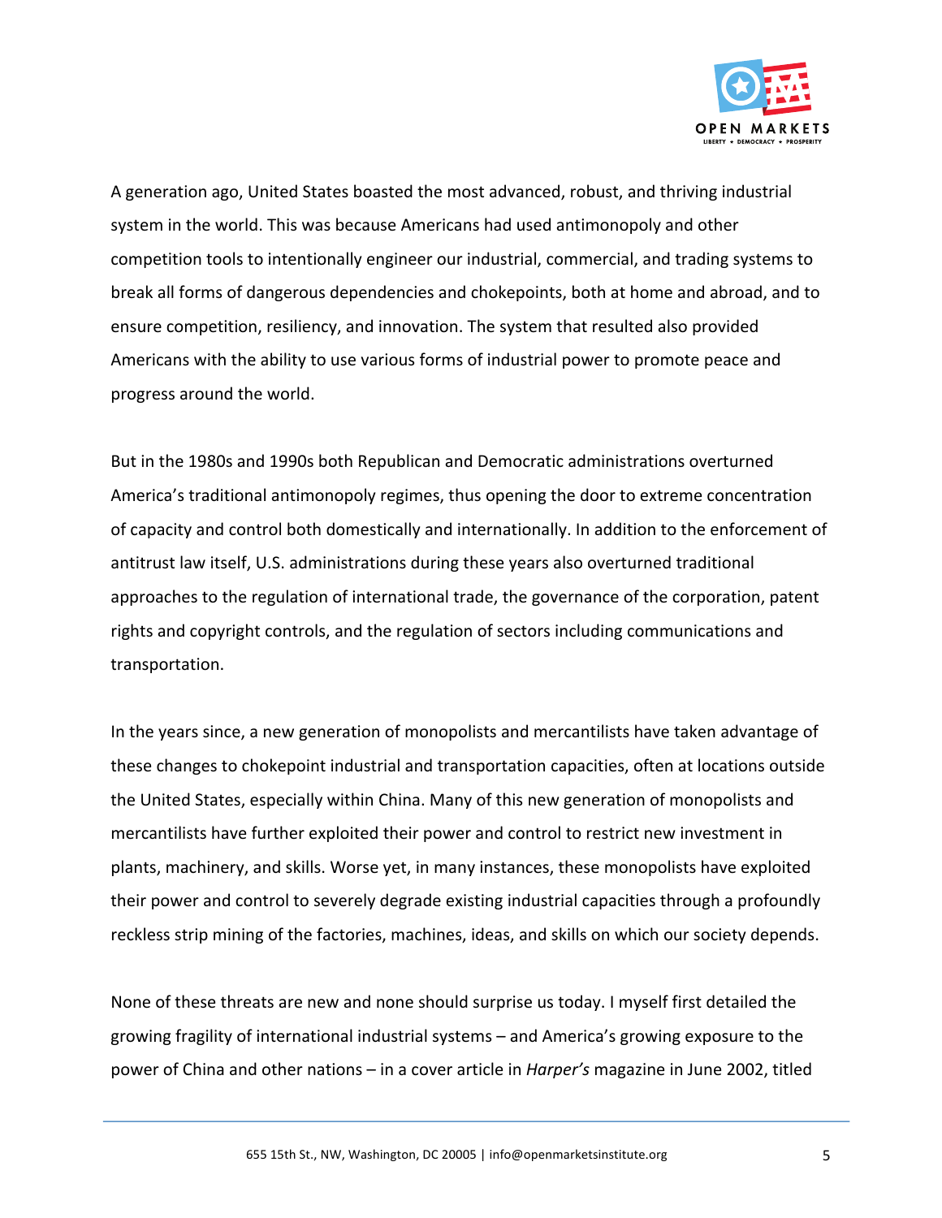A generation ago, United States boasted the most advanced, robust, and thriving industrial system in the world. This was because Americans had used antimonopoly and other competition tools to intentionally engineer our industrial, commercial, and trading systems to break all forms of dangerous dependencies and chokepoints, both at home and abroad, and to ensure competition, resiliency, and innovation. The system that resulted also provided Americans with the ability to use various forms of industrial power to promote peace and progress around the world.

But in the 1980s and 1990s both Republican and Democratic administrations overturned America's traditional antimonopoly regimes, thus opening the door to extreme concentration of capacity and control both domestically and internationally. In addition to the enforcement of antitrust law itself, U.S. administrations during these years also overturned traditional approaches to the regulation of international trade, the governance of the corporation, patent rights and copyright controls, and the regulation of sectors including communications and transportation.

In the years since, a new generation of monopolists and mercantilists have taken advantage of these changes to chokepoint industrial and transportation capacities, often at locations outside the United States, especially within China. Many of this new generation of monopolists and mercantilists have further exploited their power and control to restrict new investment in plants, machinery, and skills. Worse yet, in many instances, these monopolists have exploited their power and control to severely degrade existing industrial capacities through a profoundly reckless strip mining of the factories, machines, ideas, and skills on which our society depends.

None of these threats are new and none should surprise us today. I myself first detailed the growing fragility of international industrial systems – and America's growing exposure to the power of China and other nations – in a cover article in *Harper's* magazine in June 2002, titled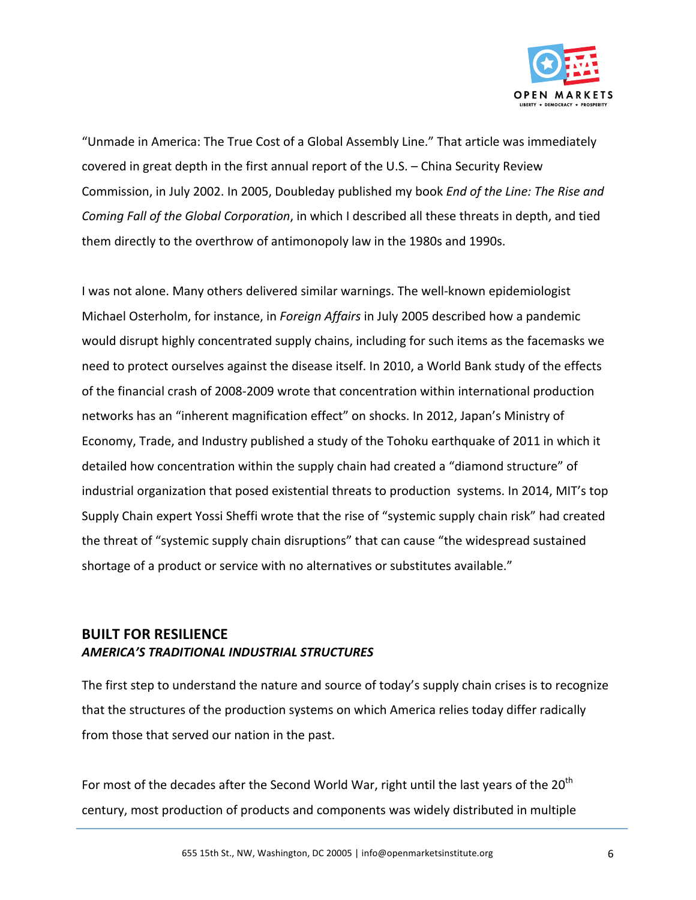"Unmade in America: The True Cost of a Global Assembly Line." That article was immediately covered in great depth in the first annual report of the U.S. – China Security Review Commission, in July 2002. In 2005, Doubleday published my book *End of the Line: The Rise and Coming Fall of the Global Corporation*, in which I described all these threats in depth, and tied them directly to the overthrow of antimonopoly law in the 1980s and 1990s.

I was not alone. Many others delivered similar warnings. The well-known epidemiologist Michael Osterholm, for instance, in *Foreign Affairs* in July 2005 described how a pandemic would disrupt highly concentrated supply chains, including for such items as the facemasks we need to protect ourselves against the disease itself. In 2010, a World Bank study of the effects of the financial crash of 2008-2009 wrote that concentration within international production networks has an "inherent magnification effect" on shocks. In 2012, Japan's Ministry of Economy, Trade, and Industry published a study of the Tohoku earthquake of 2011 in which it detailed how concentration within the supply chain had created a "diamond structure" of industrial organization that posed existential threats to production systems. In 2014, MIT's top Supply Chain expert Yossi Sheffi wrote that the rise of "systemic supply chain risk" had created the threat of "systemic supply chain disruptions" that can cause "the widespread sustained shortage of a product or service with no alternatives or substitutes available."

## BUILT FOR RESILIENCE

### *AMERICA'S TRADITIONAL INDUSTRIAL STRUCTURES*

The first step to understand the nature and source of today's supply chain crises is to recognize that the structures of the production systems on which America relies today differ radically from those that served our nation in the past.

For most of the decades after the Second World War, right until the last years of the 20th century, most production of products and components was widely distributed in multiple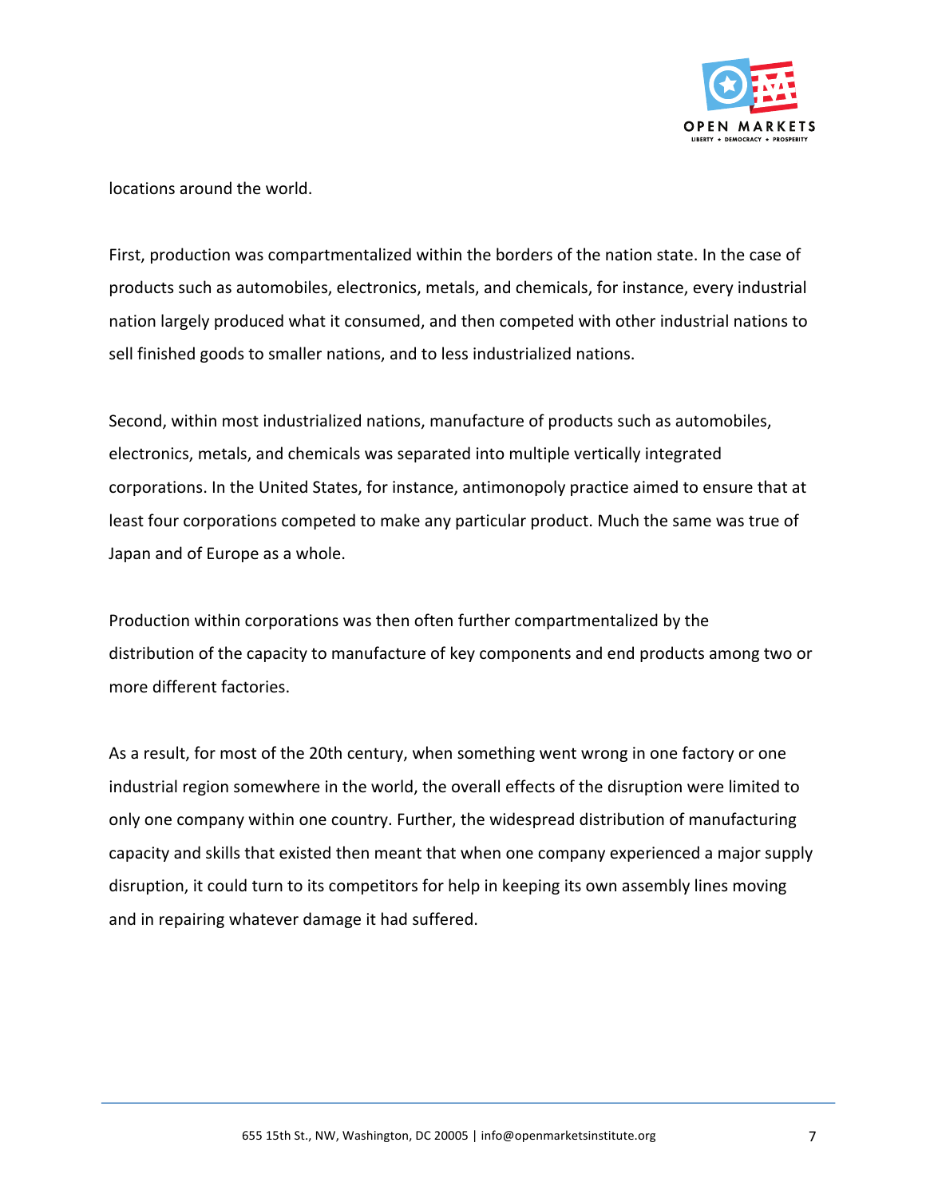locations around the world.

First, production was compartmentalized within the borders of the nation state. In the case of products such as automobiles, electronics, metals, and chemicals, for instance, every industrial nation largely produced what it consumed, and then competed with other industrial nations to sell finished goods to smaller nations, and to less industrialized nations.

Second, within most industrialized nations, manufacture of products such as automobiles, electronics, metals, and chemicals was separated into multiple vertically integrated corporations. In the United States, for instance, antimonopoly practice aimed to ensure that at least four corporations competed to make any particular product. Much the same was true of Japan and of Europe as a whole.

Production within corporations was then often further compartmentalized by the distribution of the capacity to manufacture of key components and end products among two or more different factories.

As a result, for most of the 20th century, when something went wrong in one factory or one industrial region somewhere in the world, the overall effects of the disruption were limited to only one company within one country. Further, the widespread distribution of manufacturing capacity and skills that existed then meant that when one company experienced a major supply disruption, it could turn to its competitors for help in keeping its own assembly lines moving and in repairing whatever damage it had suffered.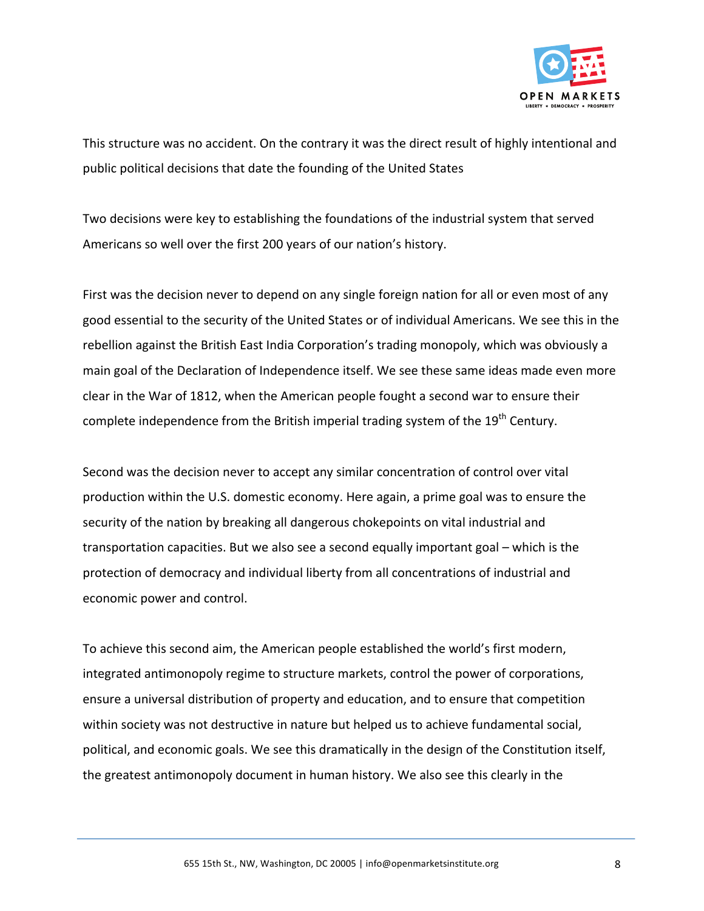This structure was no accident. On the contrary it was the direct result of highly intentional and public political decisions that date the founding of the United States

Two decisions were key to establishing the foundations of the industrial system that served Americans so well over the first 200 years of our nation's history.

First was the decision never to depend on any single foreign nation for all or even most of any good essential to the security of the United States or of individual Americans. We see this in the rebellion against the British East India Corporation's trading monopoly, which was obviously a main goal of the Declaration of Independence itself. We see these same ideas made even more clear in the War of 1812, when the American people fought a second war to ensure their complete independence from the British imperial trading system of the 19th Century.

Second was the decision never to accept any similar concentration of control over vital production within the U.S. domestic economy. Here again, a prime goal was to ensure the security of the nation by breaking all dangerous chokepoints on vital industrial and transportation capacities. But we also see a second equally important goal – which is the protection of democracy and individual liberty from all concentrations of industrial and economic power and control.

To achieve this second aim, the American people established the world's first modern, integrated antimonopoly regime to structure markets, control the power of corporations, ensure a universal distribution of property and education, and to ensure that competition within society was not destructive in nature but helped us to achieve fundamental social, political, and economic goals. We see this dramatically in the design of the Constitution itself, the greatest antimonopoly document in human history. We also see this clearly in the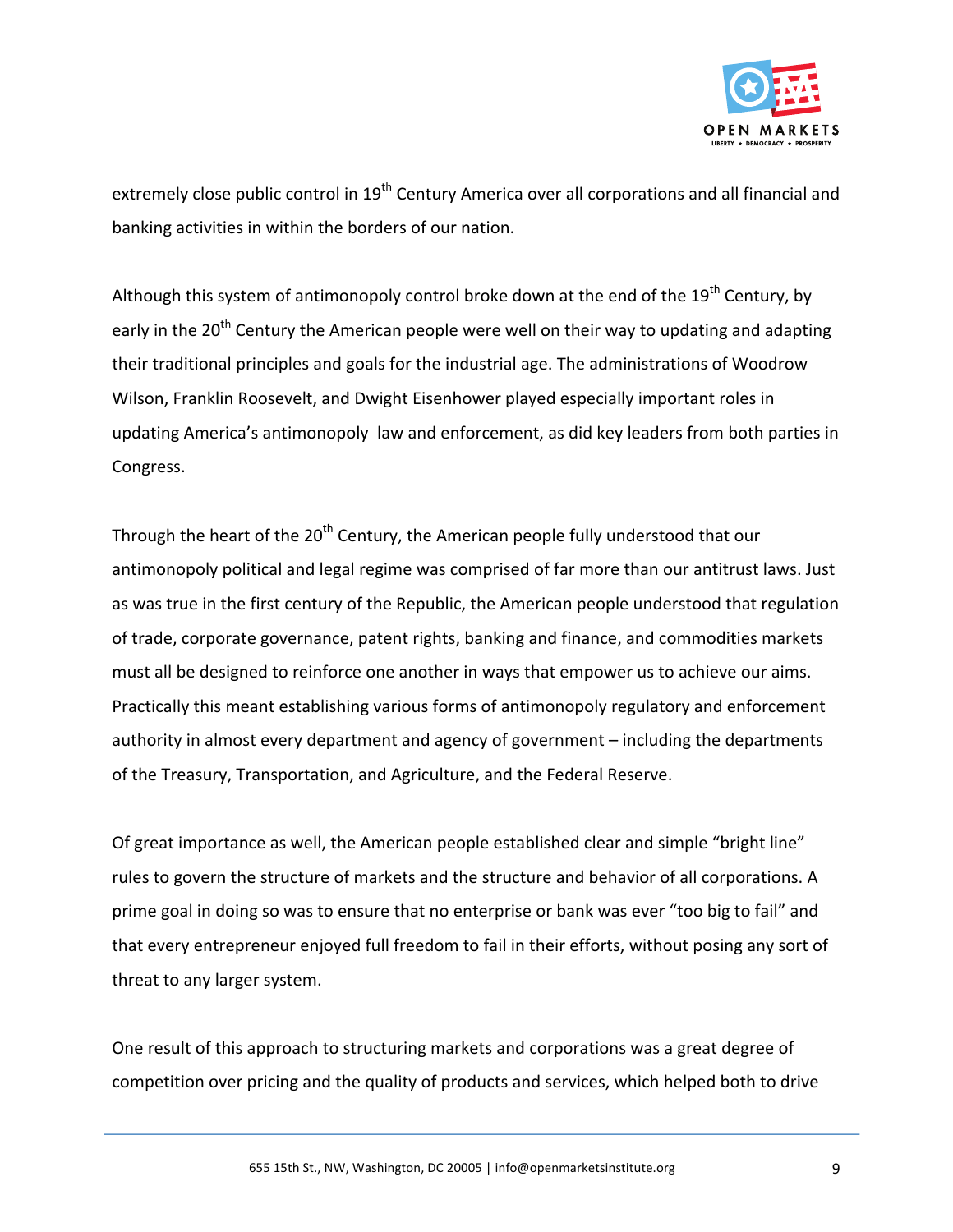extremely close public control in 19th Century America over all corporations and all financial and banking activities in within the borders of our nation.

Although this system of antimonopoly control broke down at the end of the 19th Century, by early in the 20th Century the American people were well on their way to updating and adapting their traditional principles and goals for the industrial age. The administrations of Woodrow Wilson, Franklin Roosevelt, and Dwight Eisenhower played especially important roles in updating America's antimonopoly law and enforcement, as did key leaders from both parties in Congress.

Through the heart of the 20th Century, the American people fully understood that our antimonopoly political and legal regime was comprised of far more than our antitrust laws. Just as was true in the first century of the Republic, the American people understood that regulation of trade, corporate governance, patent rights, banking and finance, and commodities markets must all be designed to reinforce one another in ways that empower us to achieve our aims. Practically this meant establishing various forms of antimonopoly regulatory and enforcement authority in almost every department and agency of government – including the departments of the Treasury, Transportation, and Agriculture, and the Federal Reserve.

Of great importance as well, the American people established clear and simple "bright line" rules to govern the structure of markets and the structure and behavior of all corporations. A prime goal in doing so was to ensure that no enterprise or bank was ever "too big to fail" and that every entrepreneur enjoyed full freedom to fail in their efforts, without posing any sort of threat to any larger system.

One result of this approach to structuring markets and corporations was a great degree of competition over pricing and the quality of products and services, which helped both to drive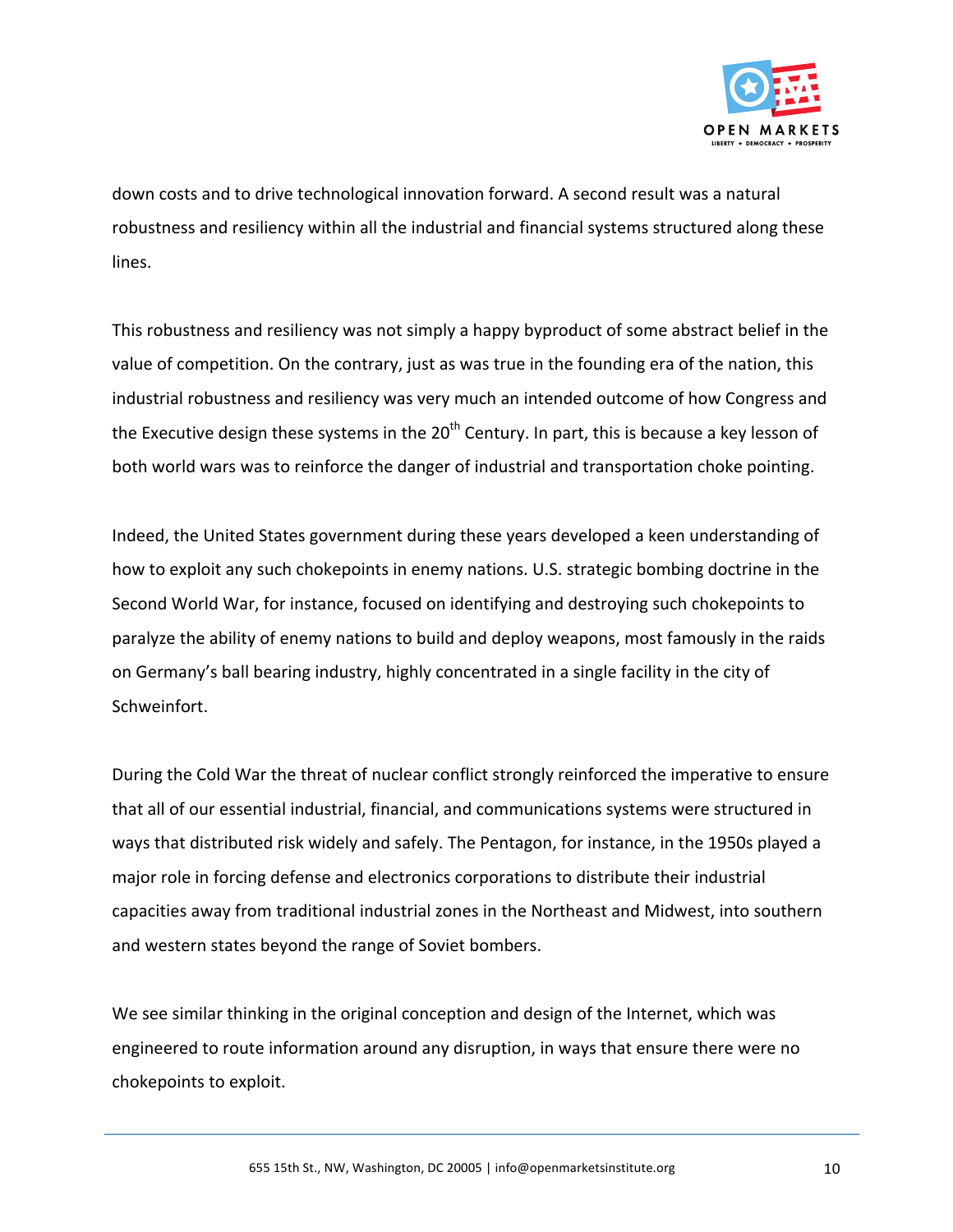down costs and to drive technological innovation forward. A second result was a natural robustness and resiliency within all the industrial and financial systems structured along these lines.

This robustness and resiliency was not simply a happy byproduct of some abstract belief in the value of competition. On the contrary, just as was true in the founding era of the nation, this industrial robustness and resiliency was very much an intended outcome of how Congress and the Executive design these systems in the 20th Century. In part, this is because a key lesson of both world wars was to reinforce the danger of industrial and transportation choke pointing.

Indeed, the United States government during these years developed a keen understanding of how to exploit any such chokepoints in enemy nations. U.S. strategic bombing doctrine in the Second World War, for instance, focused on identifying and destroying such chokepoints to paralyze the ability of enemy nations to build and deploy weapons, most famously in the raids on Germany's ball bearing industry, highly concentrated in a single facility in the city of Schweinfort.

During the Cold War the threat of nuclear conflict strongly reinforced the imperative to ensure that all of our essential industrial, financial, and communications systems were structured in ways that distributed risk widely and safely. The Pentagon, for instance, in the 1950s played a major role in forcing defense and electronics corporations to distribute their industrial capacities away from traditional industrial zones in the Northeast and Midwest, into southern and western states beyond the range of Soviet bombers.

We see similar thinking in the original conception and design of the Internet, which was engineered to route information around any disruption, in ways that ensure there were no chokepoints to exploit.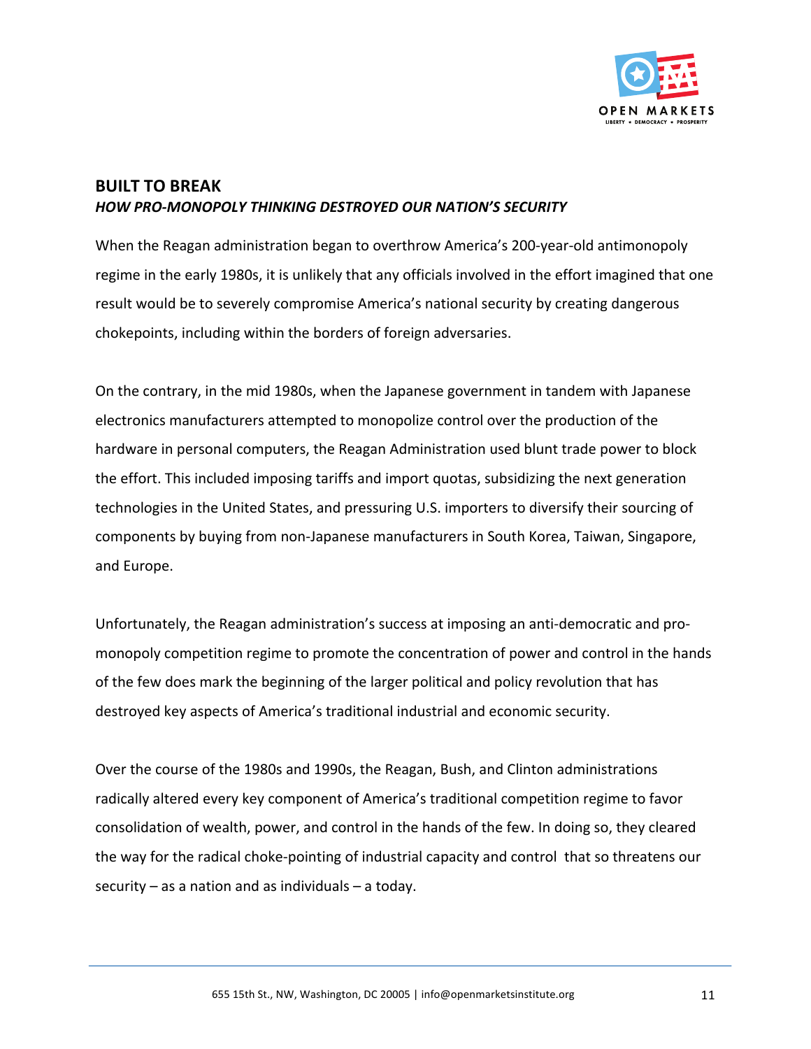## BUILT TO BREAK

***HOW PRO-MONOPOLY THINKING DESTROYED OUR NATION'S SECURITY***

When the Reagan administration began to overthrow America's 200-year-old antimonopoly regime in the early 1980s, it is unlikely that any officials involved in the effort imagined that one result would be to severely compromise America's national security by creating dangerous chokepoints, including within the borders of foreign adversaries.

On the contrary, in the mid 1980s, when the Japanese government in tandem with Japanese electronics manufacturers attempted to monopolize control over the production of the hardware in personal computers, the Reagan Administration used blunt trade power to block the effort. This included imposing tariffs and import quotas, subsidizing the next generation technologies in the United States, and pressuring U.S. importers to diversify their sourcing of components by buying from non-Japanese manufacturers in South Korea, Taiwan, Singapore, and Europe.

Unfortunately, the Reagan administration's success at imposing an anti-democratic and pro-monopoly competition regime to promote the concentration of power and control in the hands of the few does mark the beginning of the larger political and policy revolution that has destroyed key aspects of America's traditional industrial and economic security.

Over the course of the 1980s and 1990s, the Reagan, Bush, and Clinton administrations radically altered every key component of America's traditional competition regime to favor consolidation of wealth, power, and control in the hands of the few. In doing so, they cleared the way for the radical choke-pointing of industrial capacity and control that so threatens our security – as a nation and as individuals – a today.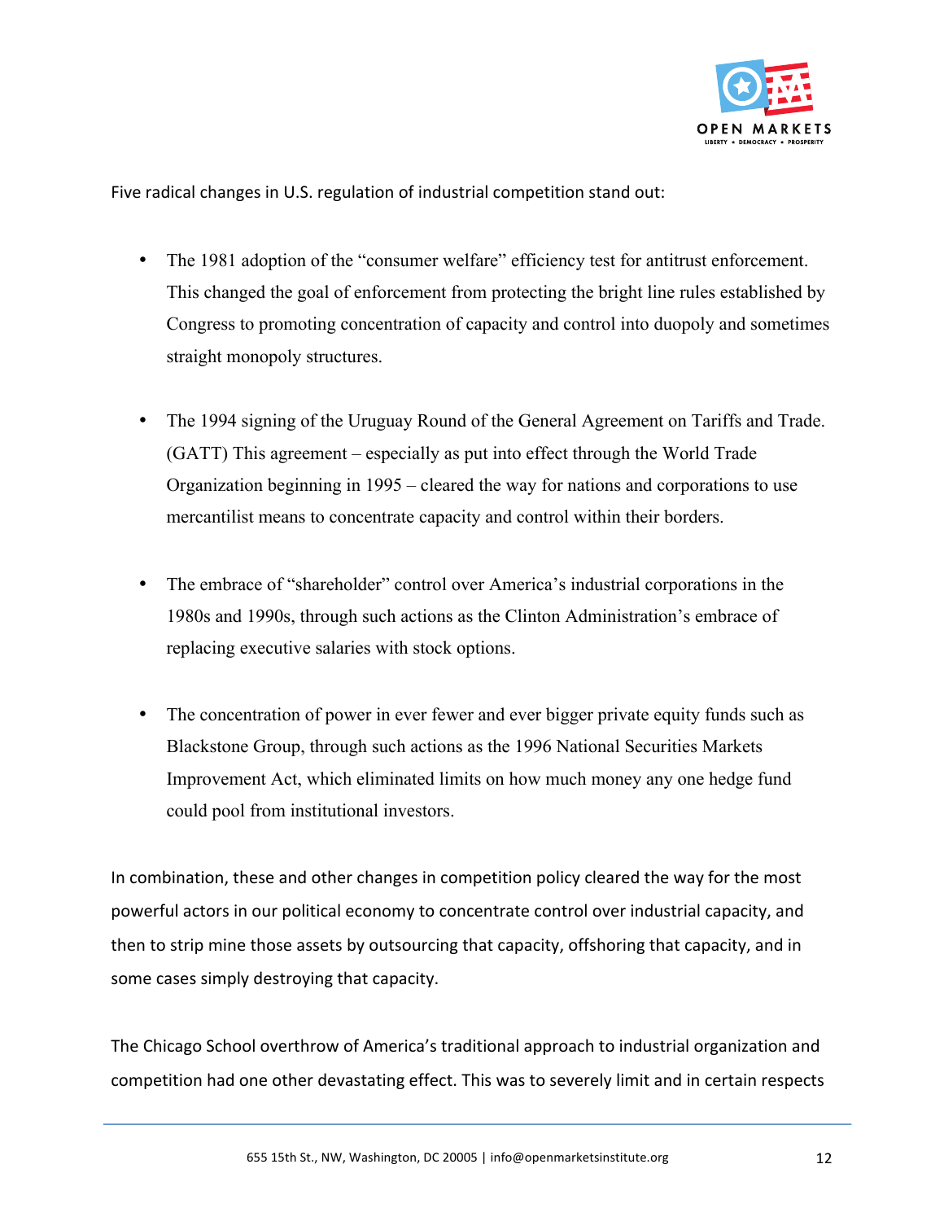Five radical changes in U.S. regulation of industrial competition stand out:

- The 1981 adoption of the "consumer welfare" efficiency test for antitrust enforcement. This changed the goal of enforcement from protecting the bright line rules established by Congress to promoting concentration of capacity and control into duopoly and sometimes straight monopoly structures.

- The 1994 signing of the Uruguay Round of the General Agreement on Tariffs and Trade. (GATT) This agreement – especially as put into effect through the World Trade Organization beginning in 1995 – cleared the way for nations and corporations to use mercantilist means to concentrate capacity and control within their borders.

- The embrace of "shareholder" control over America's industrial corporations in the 1980s and 1990s, through such actions as the Clinton Administration's embrace of replacing executive salaries with stock options.

- The concentration of power in ever fewer and ever bigger private equity funds such as Blackstone Group, through such actions as the 1996 National Securities Markets Improvement Act, which eliminated limits on how much money any one hedge fund could pool from institutional investors.

In combination, these and other changes in competition policy cleared the way for the most powerful actors in our political economy to concentrate control over industrial capacity, and then to strip mine those assets by outsourcing that capacity, offshoring that capacity, and in some cases simply destroying that capacity.

The Chicago School overthrow of America's traditional approach to industrial organization and competition had one other devastating effect. This was to severely limit and in certain respects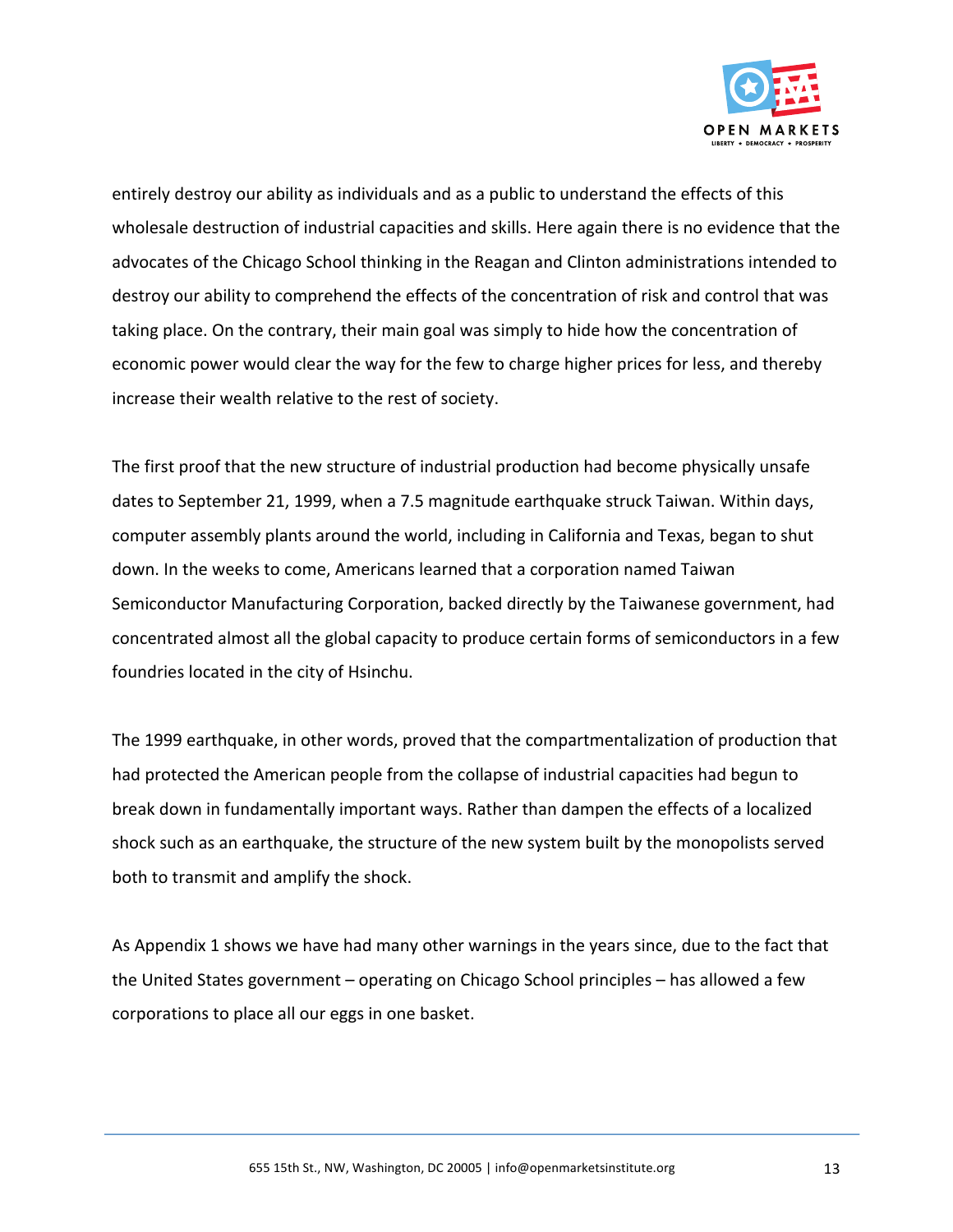entirely destroy our ability as individuals and as a public to understand the effects of this wholesale destruction of industrial capacities and skills. Here again there is no evidence that the advocates of the Chicago School thinking in the Reagan and Clinton administrations intended to destroy our ability to comprehend the effects of the concentration of risk and control that was taking place. On the contrary, their main goal was simply to hide how the concentration of economic power would clear the way for the few to charge higher prices for less, and thereby increase their wealth relative to the rest of society.

The first proof that the new structure of industrial production had become physically unsafe dates to September 21, 1999, when a 7.5 magnitude earthquake struck Taiwan. Within days, computer assembly plants around the world, including in California and Texas, began to shut down. In the weeks to come, Americans learned that a corporation named Taiwan Semiconductor Manufacturing Corporation, backed directly by the Taiwanese government, had concentrated almost all the global capacity to produce certain forms of semiconductors in a few foundries located in the city of Hsinchu.

The 1999 earthquake, in other words, proved that the compartmentalization of production that had protected the American people from the collapse of industrial capacities had begun to break down in fundamentally important ways. Rather than dampen the effects of a localized shock such as an earthquake, the structure of the new system built by the monopolists served both to transmit and amplify the shock.

As Appendix 1 shows we have had many other warnings in the years since, due to the fact that the United States government – operating on Chicago School principles – has allowed a few corporations to place all our eggs in one basket.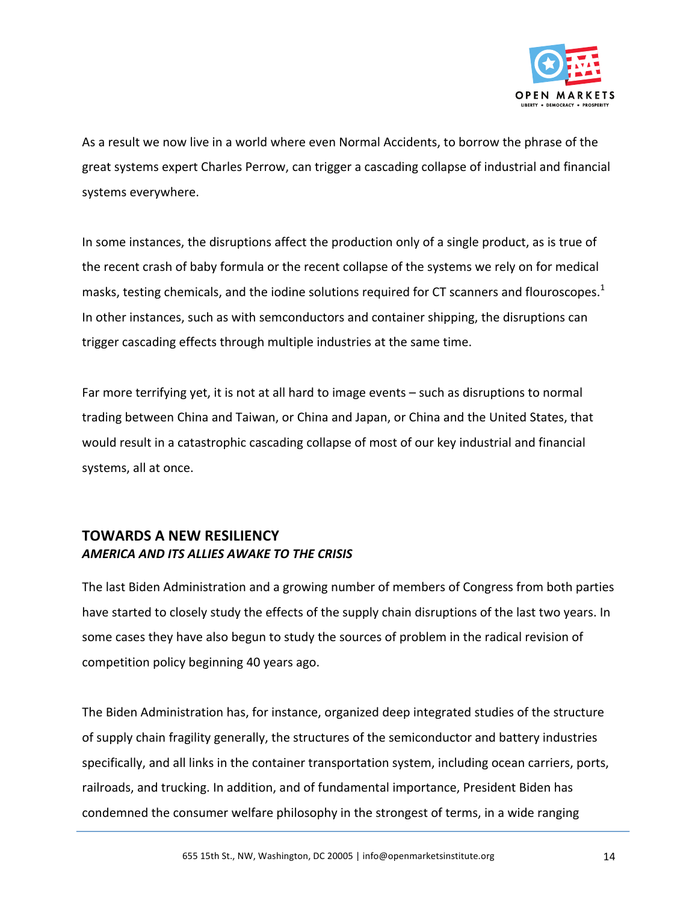As a result we now live in a world where even Normal Accidents, to borrow the phrase of the great systems expert Charles Perrow, can trigger a cascading collapse of industrial and financial systems everywhere.

In some instances, the disruptions affect the production only of a single product, as is true of the recent crash of baby formula or the recent collapse of the systems we rely on for medical masks, testing chemicals, and the iodine solutions required for CT scanners and flouroscopes.[1] In other instances, such as with semconductors and container shipping, the disruptions can trigger cascading effects through multiple industries at the same time.

Far more terrifying yet, it is not at all hard to image events – such as disruptions to normal trading between China and Taiwan, or China and Japan, or China and the United States, that would result in a catastrophic cascading collapse of most of our key industrial and financial systems, all at once.

## TOWARDS A NEW RESILIENCY

### *AMERICA AND ITS ALLIES AWAKE TO THE CRISIS*

The last Biden Administration and a growing number of members of Congress from both parties have started to closely study the effects of the supply chain disruptions of the last two years. In some cases they have also begun to study the sources of problem in the radical revision of competition policy beginning 40 years ago.

The Biden Administration has, for instance, organized deep integrated studies of the structure of supply chain fragility generally, the structures of the semiconductor and battery industries specifically, and all links in the container transportation system, including ocean carriers, ports, railroads, and trucking. In addition, and of fundamental importance, President Biden has condemned the consumer welfare philosophy in the strongest of terms, in a wide ranging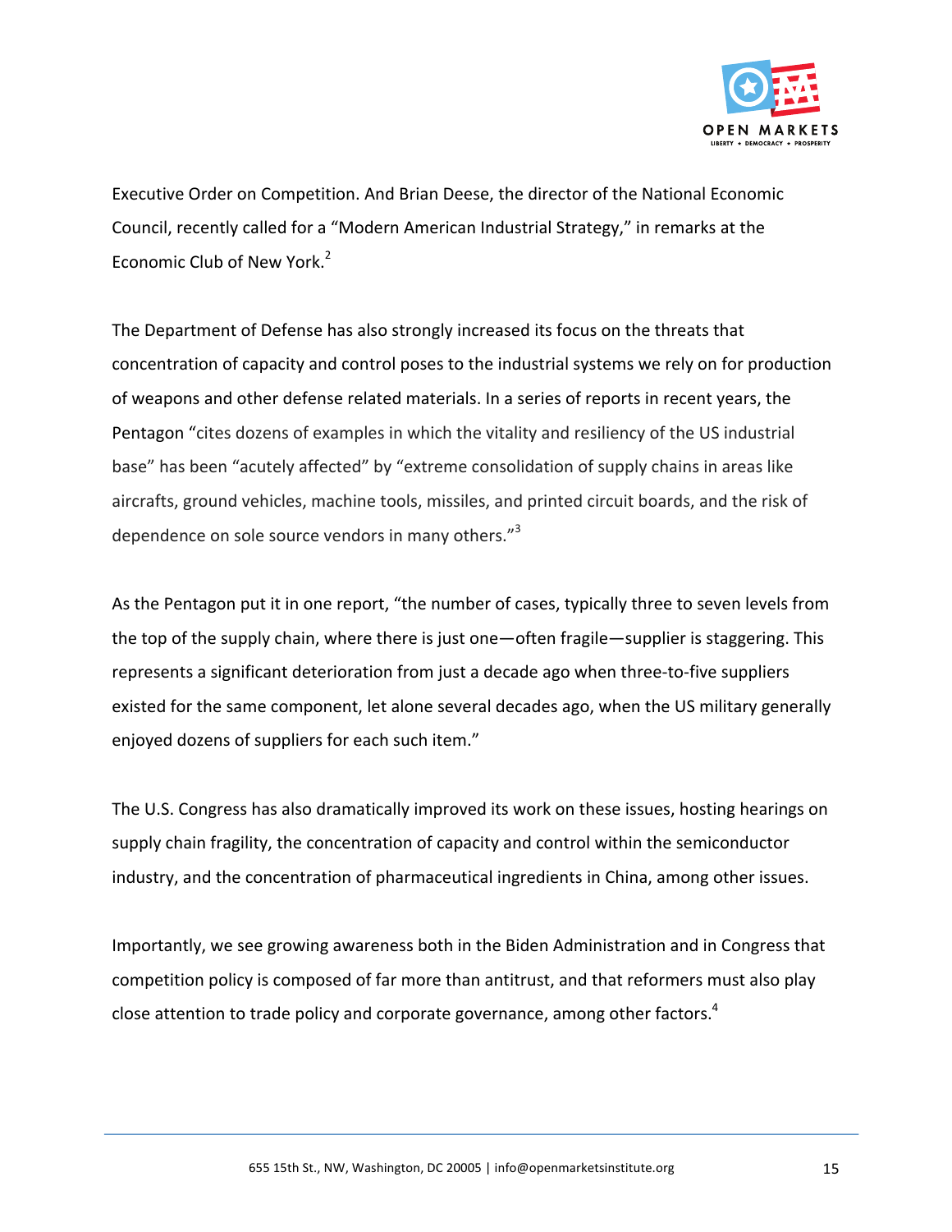Executive Order on Competition. And Brian Deese, the director of the National Economic Council, recently called for a "Modern American Industrial Strategy," in remarks at the Economic Club of New York.[2]

The Department of Defense has also strongly increased its focus on the threats that concentration of capacity and control poses to the industrial systems we rely on for production of weapons and other defense related materials. In a series of reports in recent years, the Pentagon "cites dozens of examples in which the vitality and resiliency of the US industrial base" has been "acutely affected" by "extreme consolidation of supply chains in areas like aircrafts, ground vehicles, machine tools, missiles, and printed circuit boards, and the risk of dependence on sole source vendors in many others."[3]

As the Pentagon put it in one report, "the number of cases, typically three to seven levels from the top of the supply chain, where there is just one—often fragile—supplier is staggering. This represents a significant deterioration from just a decade ago when three-to-five suppliers existed for the same component, let alone several decades ago, when the US military generally enjoyed dozens of suppliers for each such item."

The U.S. Congress has also dramatically improved its work on these issues, hosting hearings on supply chain fragility, the concentration of capacity and control within the semiconductor industry, and the concentration of pharmaceutical ingredients in China, among other issues.

Importantly, we see growing awareness both in the Biden Administration and in Congress that competition policy is composed of far more than antitrust, and that reformers must also play close attention to trade policy and corporate governance, among other factors.[4]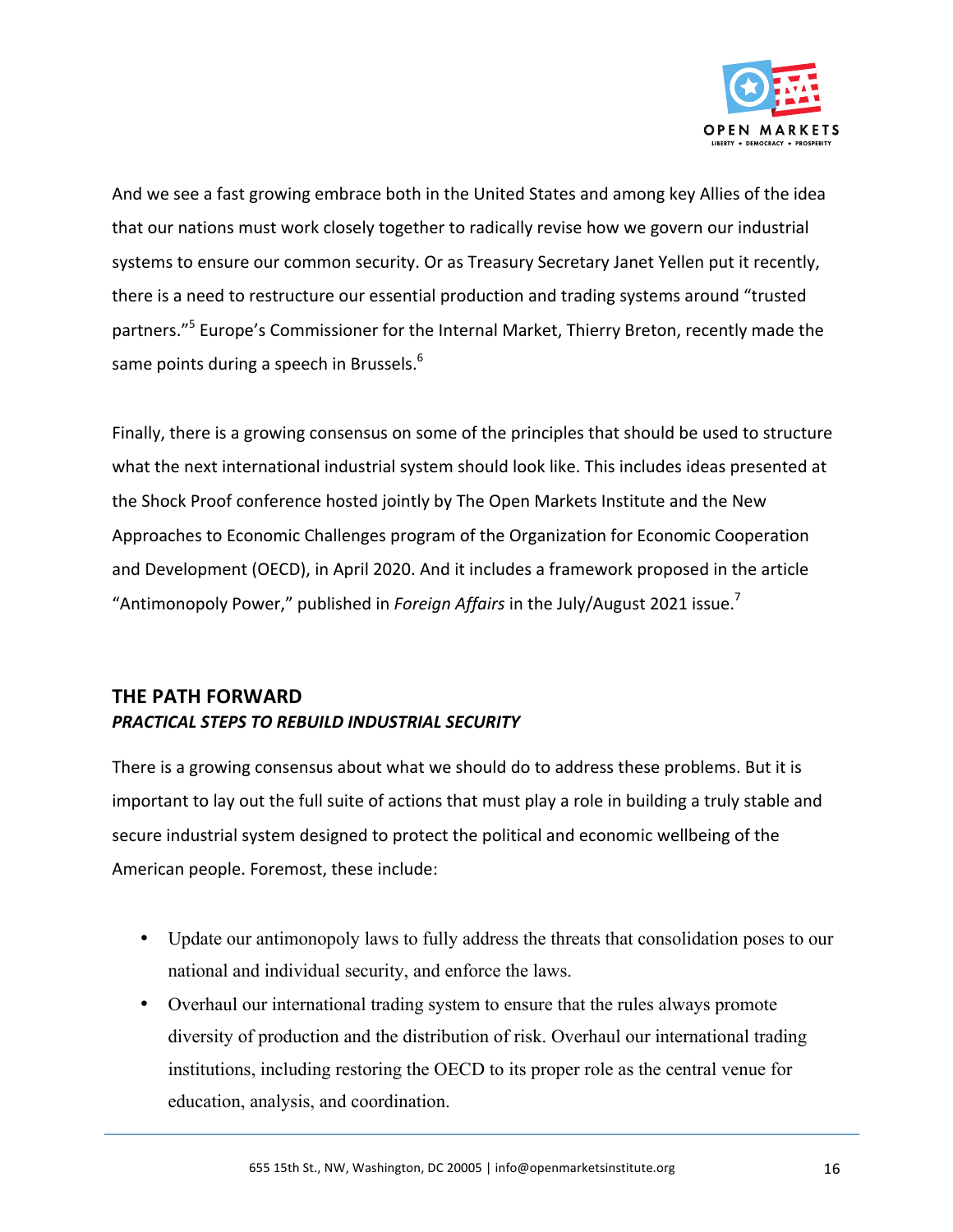And we see a fast growing embrace both in the United States and among key Allies of the idea that our nations must work closely together to radically revise how we govern our industrial systems to ensure our common security. Or as Treasury Secretary Janet Yellen put it recently, there is a need to restructure our essential production and trading systems around "trusted partners."[5] Europe's Commissioner for the Internal Market, Thierry Breton, recently made the same points during a speech in Brussels.[6]

Finally, there is a growing consensus on some of the principles that should be used to structure what the next international industrial system should look like. This includes ideas presented at the Shock Proof conference hosted jointly by The Open Markets Institute and the New Approaches to Economic Challenges program of the Organization for Economic Cooperation and Development (OECD), in April 2020. And it includes a framework proposed in the article "Antimonopoly Power," published in *Foreign Affairs* in the July/August 2021 issue.[7]

## THE PATH FORWARD
### *PRACTICAL STEPS TO REBUILD INDUSTRIAL SECURITY*

There is a growing consensus about what we should do to address these problems. But it is important to lay out the full suite of actions that must play a role in building a truly stable and secure industrial system designed to protect the political and economic wellbeing of the American people. Foremost, these include:

- Update our antimonopoly laws to fully address the threats that consolidation poses to our national and individual security, and enforce the laws.
- Overhaul our international trading system to ensure that the rules always promote diversity of production and the distribution of risk. Overhaul our international trading institutions, including restoring the OECD to its proper role as the central venue for education, analysis, and coordination.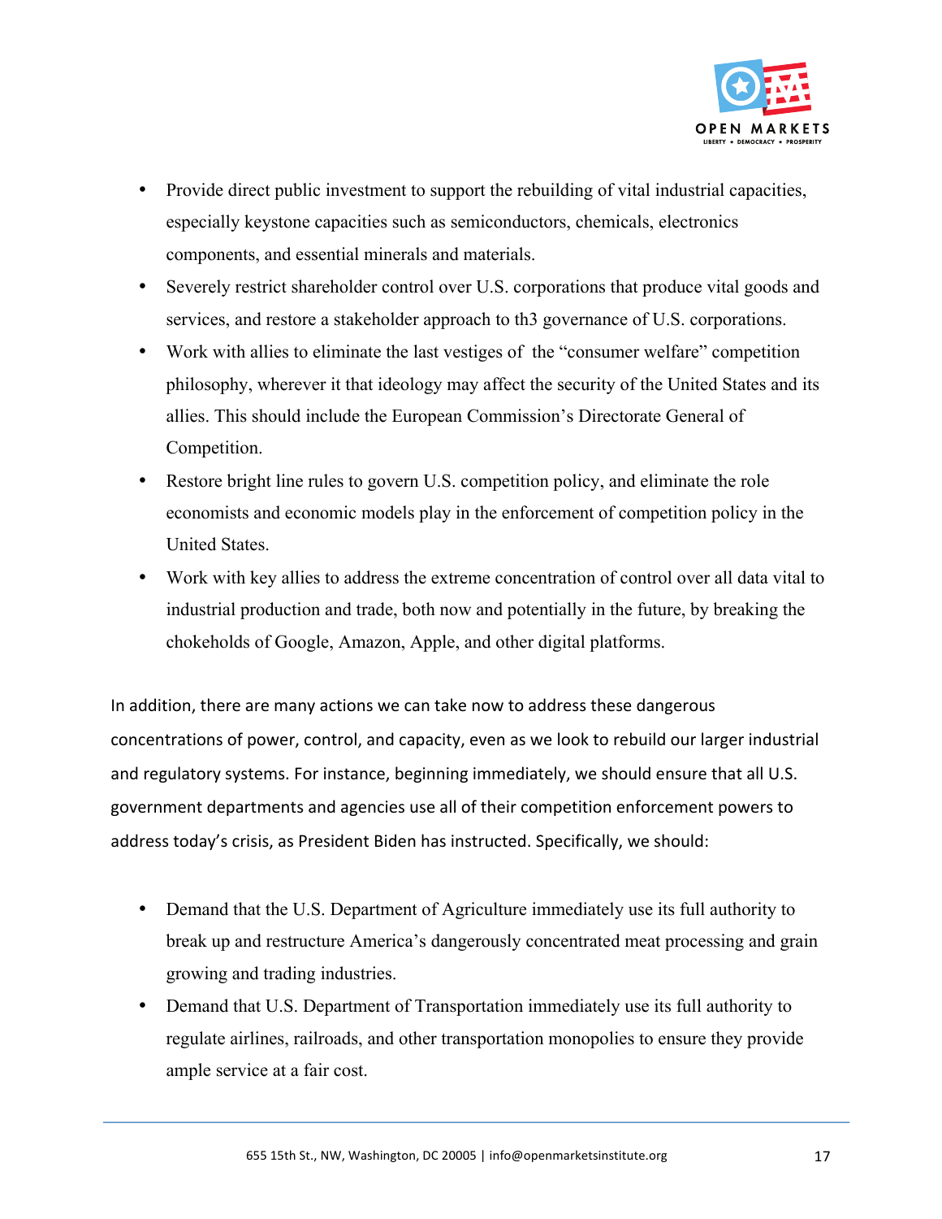- Provide direct public investment to support the rebuilding of vital industrial capacities, especially keystone capacities such as semiconductors, chemicals, electronics components, and essential minerals and materials.
- Severely restrict shareholder control over U.S. corporations that produce vital goods and services, and restore a stakeholder approach to th3 governance of U.S. corporations.
- Work with allies to eliminate the last vestiges of the "consumer welfare" competition philosophy, wherever it that ideology may affect the security of the United States and its allies. This should include the European Commission's Directorate General of Competition.
- Restore bright line rules to govern U.S. competition policy, and eliminate the role economists and economic models play in the enforcement of competition policy in the United States.
- Work with key allies to address the extreme concentration of control over all data vital to industrial production and trade, both now and potentially in the future, by breaking the chokeholds of Google, Amazon, Apple, and other digital platforms.

In addition, there are many actions we can take now to address these dangerous concentrations of power, control, and capacity, even as we look to rebuild our larger industrial and regulatory systems. For instance, beginning immediately, we should ensure that all U.S. government departments and agencies use all of their competition enforcement powers to address today's crisis, as President Biden has instructed. Specifically, we should:

- Demand that the U.S. Department of Agriculture immediately use its full authority to break up and restructure America's dangerously concentrated meat processing and grain growing and trading industries.
- Demand that U.S. Department of Transportation immediately use its full authority to regulate airlines, railroads, and other transportation monopolies to ensure they provide ample service at a fair cost.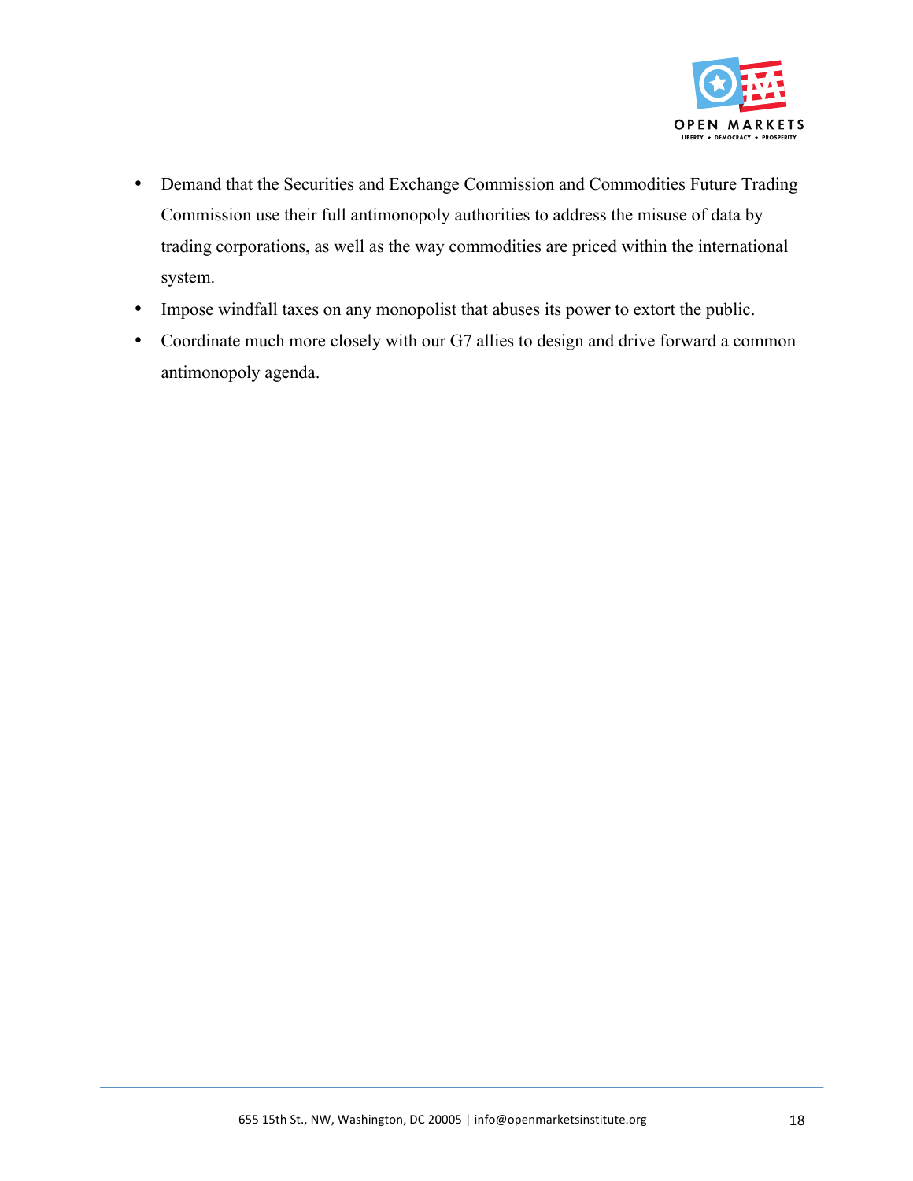- Demand that the Securities and Exchange Commission and Commodities Future Trading Commission use their full antimonopoly authorities to address the misuse of data by trading corporations, as well as the way commodities are priced within the international system.
- Impose windfall taxes on any monopolist that abuses its power to extort the public.
- Coordinate much more closely with our G7 allies to design and drive forward a common antimonopoly agenda.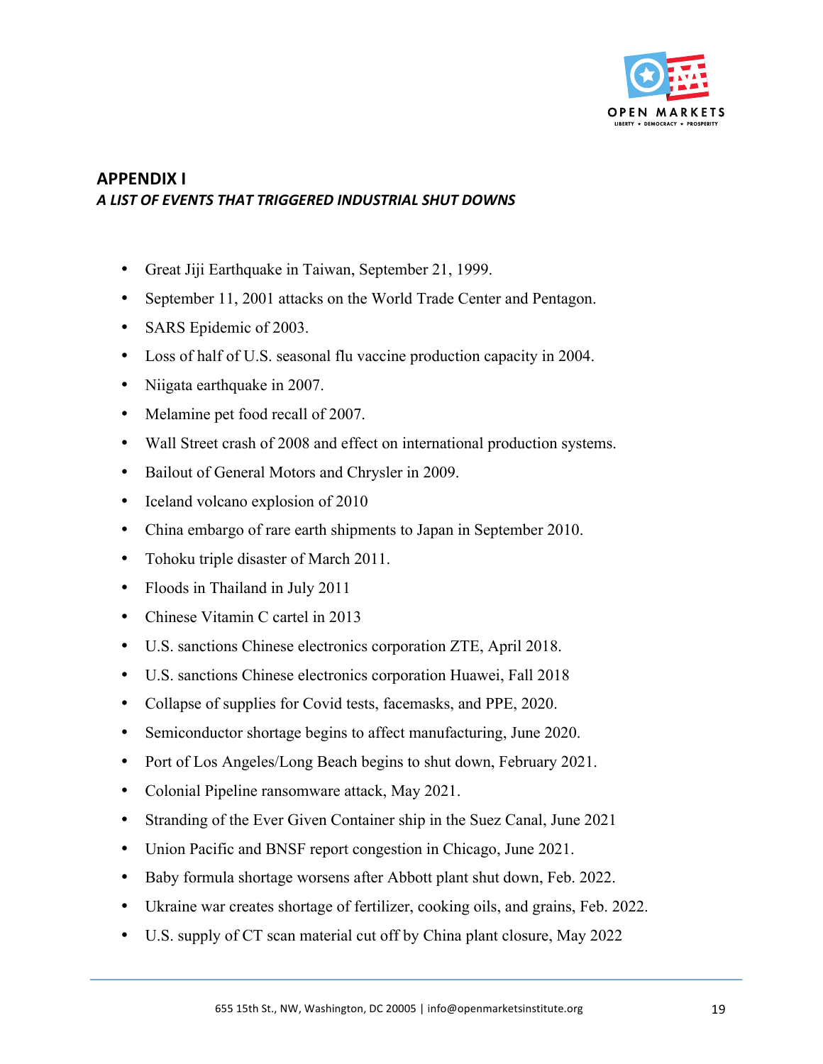## APPENDIX I

***A LIST OF EVENTS THAT TRIGGERED INDUSTRIAL SHUT DOWNS***

- Great Jiji Earthquake in Taiwan, September 21, 1999.
- September 11, 2001 attacks on the World Trade Center and Pentagon.
- SARS Epidemic of 2003.
- Loss of half of U.S. seasonal flu vaccine production capacity in 2004.
- Niigata earthquake in 2007.
- Melamine pet food recall of 2007.
- Wall Street crash of 2008 and effect on international production systems.
- Bailout of General Motors and Chrysler in 2009.
- Iceland volcano explosion of 2010
- China embargo of rare earth shipments to Japan in September 2010.
- Tohoku triple disaster of March 2011.
- Floods in Thailand in July 2011
- Chinese Vitamin C cartel in 2013
- U.S. sanctions Chinese electronics corporation ZTE, April 2018.
- U.S. sanctions Chinese electronics corporation Huawei, Fall 2018
- Collapse of supplies for Covid tests, facemasks, and PPE, 2020.
- Semiconductor shortage begins to affect manufacturing, June 2020.
- Port of Los Angeles/Long Beach begins to shut down, February 2021.
- Colonial Pipeline ransomware attack, May 2021.
- Stranding of the Ever Given Container ship in the Suez Canal, June 2021
- Union Pacific and BNSF report congestion in Chicago, June 2021.
- Baby formula shortage worsens after Abbott plant shut down, Feb. 2022.
- Ukraine war creates shortage of fertilizer, cooking oils, and grains, Feb. 2022.
- U.S. supply of CT scan material cut off by China plant closure, May 2022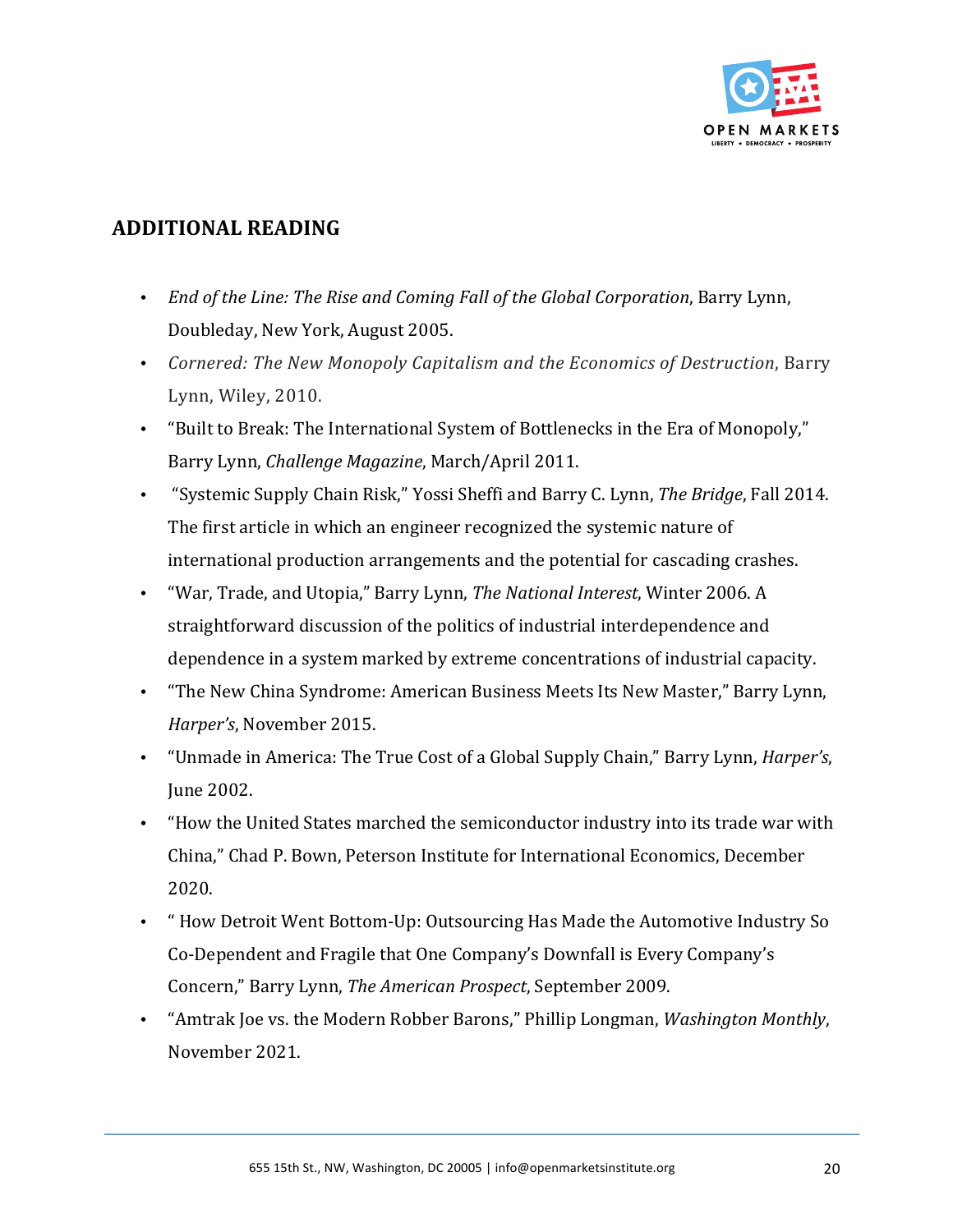## ADDITIONAL READING

- *End of the Line: The Rise and Coming Fall of the Global Corporation*, Barry Lynn, Doubleday, New York, August 2005.
- *Cornered: The New Monopoly Capitalism and the Economics of Destruction*, Barry Lynn, Wiley, 2010.
- "Built to Break: The International System of Bottlenecks in the Era of Monopoly," Barry Lynn, *Challenge Magazine*, March/April 2011.
- "Systemic Supply Chain Risk," Yossi Sheffi and Barry C. Lynn, *The Bridge*, Fall 2014. The first article in which an engineer recognized the systemic nature of international production arrangements and the potential for cascading crashes.
- "War, Trade, and Utopia," Barry Lynn, *The National Interest*, Winter 2006. A straightforward discussion of the politics of industrial interdependence and dependence in a system marked by extreme concentrations of industrial capacity.
- "The New China Syndrome: American Business Meets Its New Master," Barry Lynn, *Harper's*, November 2015.
- "Unmade in America: The True Cost of a Global Supply Chain," Barry Lynn, *Harper's*, June 2002.
- "How the United States marched the semiconductor industry into its trade war with China," Chad P. Bown, Peterson Institute for International Economics, December 2020.
- " How Detroit Went Bottom-Up: Outsourcing Has Made the Automotive Industry So Co-Dependent and Fragile that One Company's Downfall is Every Company's Concern," Barry Lynn, *The American Prospect*, September 2009.
- "Amtrak Joe vs. the Modern Robber Barons," Phillip Longman, *Washington Monthly*, November 2021.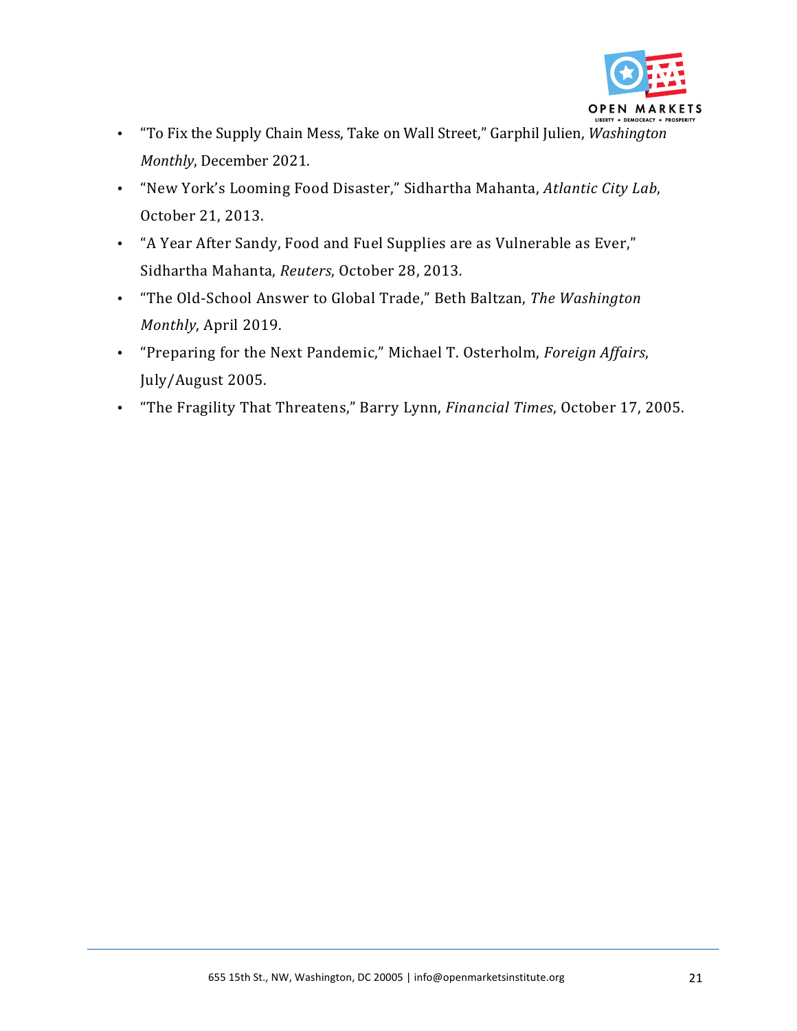- "To Fix the Supply Chain Mess, Take on Wall Street," Garphil Julien, *Washington Monthly*, December 2021.
- "New York's Looming Food Disaster," Sidhartha Mahanta, *Atlantic City Lab*, October 21, 2013.
- "A Year After Sandy, Food and Fuel Supplies are as Vulnerable as Ever," Sidhartha Mahanta, *Reuters*, October 28, 2013.
- "The Old-School Answer to Global Trade," Beth Baltzan, *The Washington Monthly*, April 2019.
- "Preparing for the Next Pandemic," Michael T. Osterholm, *Foreign Affairs*, July/August 2005.
- "The Fragility That Threatens," Barry Lynn, *Financial Times*, October 17, 2005.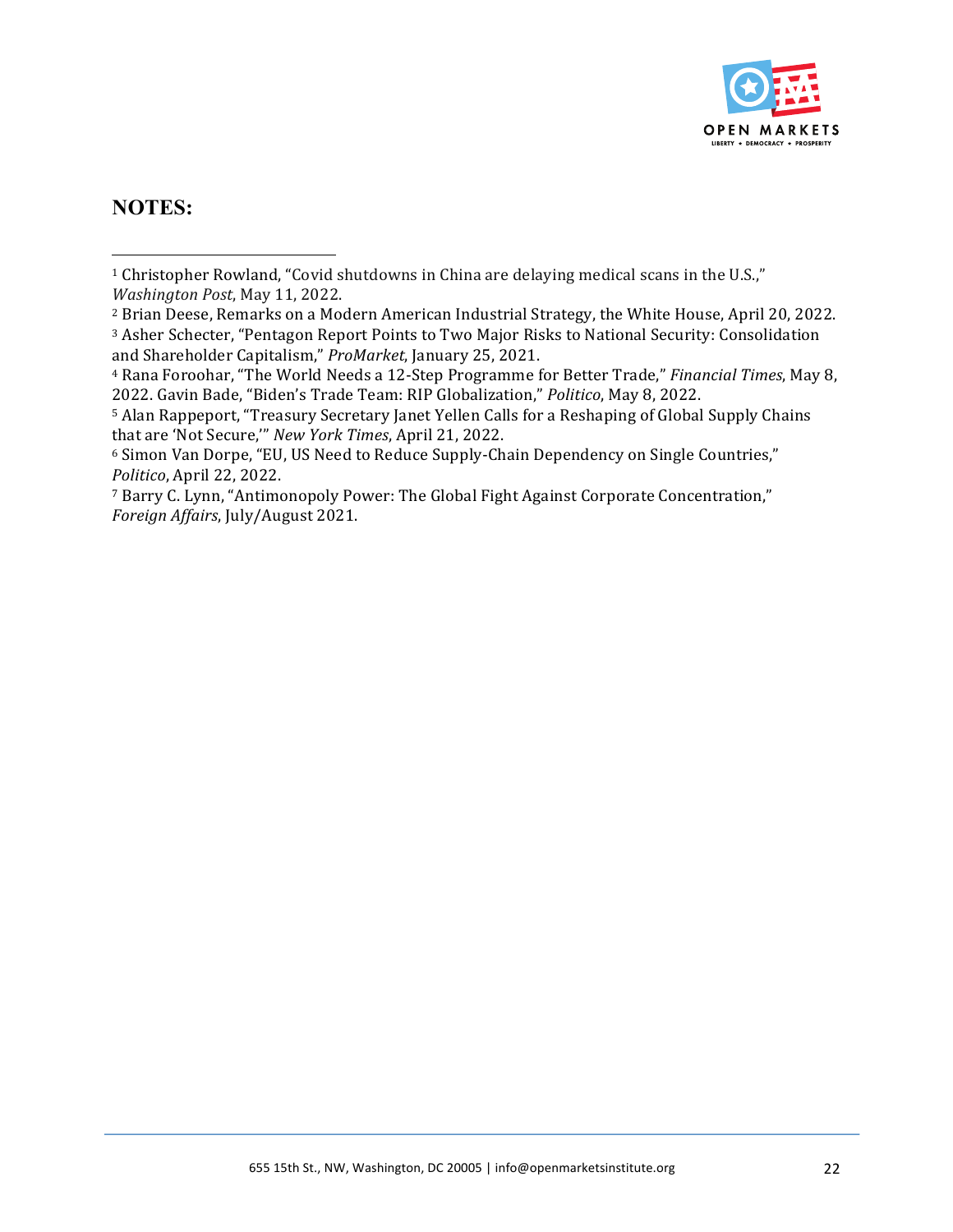## NOTES:

[1] Christopher Rowland, "Covid shutdowns in China are delaying medical scans in the U.S.," *Washington Post*, May 11, 2022.

[2] Brian Deese, Remarks on a Modern American Industrial Strategy, the White House, April 20, 2022.

[3] Asher Schecter, "Pentagon Report Points to Two Major Risks to National Security: Consolidation and Shareholder Capitalism," *ProMarket*, January 25, 2021.

[4] Rana Foroohar, "The World Needs a 12-Step Programme for Better Trade," *Financial Times*, May 8, 2022. Gavin Bade, "Biden's Trade Team: RIP Globalization," *Politico*, May 8, 2022.

[5] Alan Rappeport, "Treasury Secretary Janet Yellen Calls for a Reshaping of Global Supply Chains that are 'Not Secure,'" *New York Times*, April 21, 2022.

[6] Simon Van Dorpe, "EU, US Need to Reduce Supply-Chain Dependency on Single Countries," *Politico*, April 22, 2022.

[7] Barry C. Lynn, "Antimonopoly Power: The Global Fight Against Corporate Concentration," *Foreign Affairs*, July/August 2021.